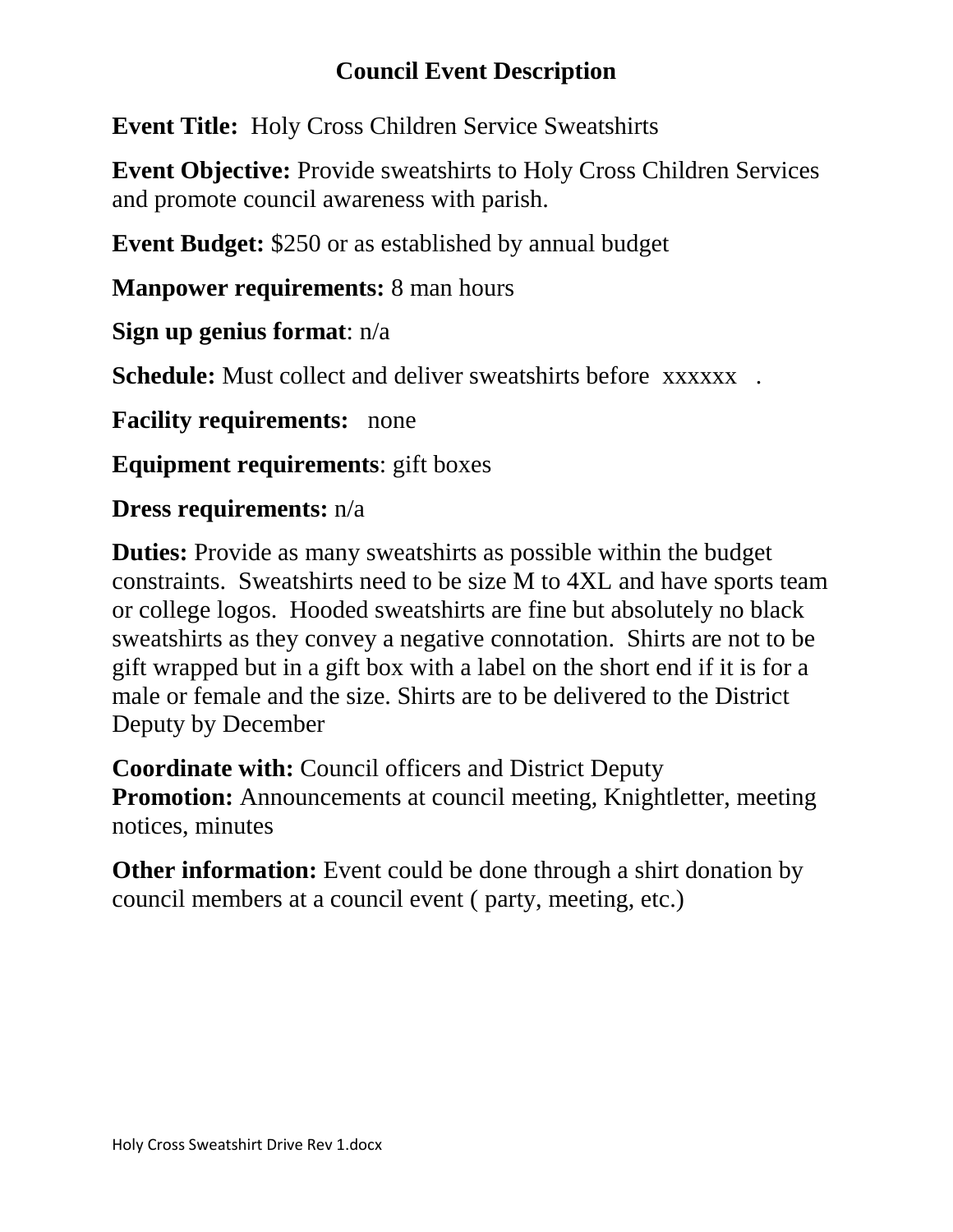# Council Event Description

**Event Title:** Holy Cross Children Service Sweatshirts

**Event Objective:** Provide sweatshirts to Holy Cross Children Services and promote council awareness with parish.

**Event Budget:** $250 or as established by annual budget

**Manpower requirements:** 8 man hours

**Sign up genius format**: n/a

**Schedule:** Must collect and deliver sweatshirts before xxxxxx .

**Facility requirements:** none

**Equipment requirements**: gift boxes

**Dress requirements:** n/a

**Duties:** Provide as many sweatshirts as possible within the budget constraints. Sweatshirts need to be size M to 4XL and have sports team or college logos. Hooded sweatshirts are fine but absolutely no black sweatshirts as they convey a negative connotation. Shirts are not to be gift wrapped but in a gift box with a label on the short end if it is for a male or female and the size. Shirts are to be delivered to the District Deputy by December

**Coordinate with:** Council officers and District Deputy
**Promotion:** Announcements at council meeting, Knightletter, meeting notices, minutes

**Other information:** Event could be done through a shirt donation by council members at a council event ( party, meeting, etc.)

Holy Cross Sweatshirt Drive Rev 1.docx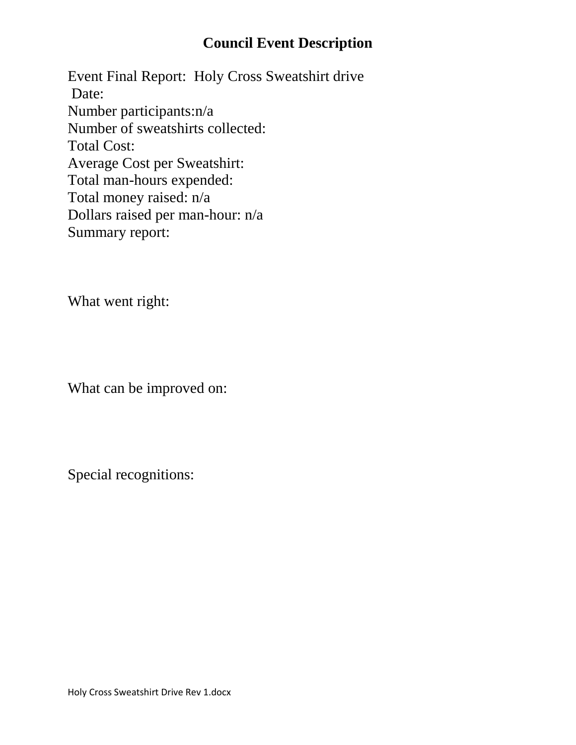# Council Event Description

Event Final Report: Holy Cross Sweatshirt drive
Date:
Number participants:n/a
Number of sweatshirts collected:
Total Cost:
Average Cost per Sweatshirt:
Total man-hours expended:
Total money raised: n/a
Dollars raised per man-hour: n/a
Summary report:

What went right:

What can be improved on:

Special recognitions: